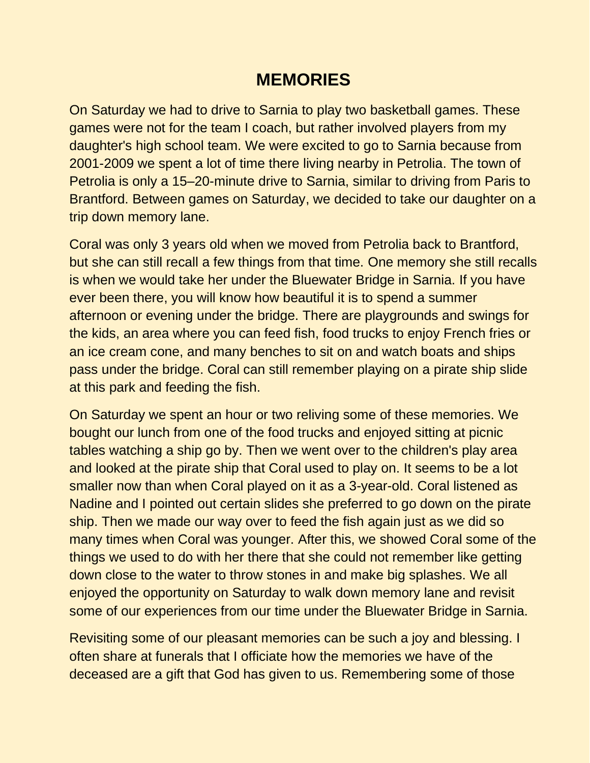# MEMORIES

On Saturday we had to drive to Sarnia to play two basketball games. These games were not for the team I coach, but rather involved players from my daughter's high school team. We were excited to go to Sarnia because from 2001-2009 we spent a lot of time there living nearby in Petrolia. The town of Petrolia is only a 15–20-minute drive to Sarnia, similar to driving from Paris to Brantford. Between games on Saturday, we decided to take our daughter on a trip down memory lane.

Coral was only 3 years old when we moved from Petrolia back to Brantford, but she can still recall a few things from that time. One memory she still recalls is when we would take her under the Bluewater Bridge in Sarnia. If you have ever been there, you will know how beautiful it is to spend a summer afternoon or evening under the bridge. There are playgrounds and swings for the kids, an area where you can feed fish, food trucks to enjoy French fries or an ice cream cone, and many benches to sit on and watch boats and ships pass under the bridge. Coral can still remember playing on a pirate ship slide at this park and feeding the fish.

On Saturday we spent an hour or two reliving some of these memories. We bought our lunch from one of the food trucks and enjoyed sitting at picnic tables watching a ship go by. Then we went over to the children's play area and looked at the pirate ship that Coral used to play on. It seems to be a lot smaller now than when Coral played on it as a 3-year-old. Coral listened as Nadine and I pointed out certain slides she preferred to go down on the pirate ship. Then we made our way over to feed the fish again just as we did so many times when Coral was younger. After this, we showed Coral some of the things we used to do with her there that she could not remember like getting down close to the water to throw stones in and make big splashes. We all enjoyed the opportunity on Saturday to walk down memory lane and revisit some of our experiences from our time under the Bluewater Bridge in Sarnia.

Revisiting some of our pleasant memories can be such a joy and blessing. I often share at funerals that I officiate how the memories we have of the deceased are a gift that God has given to us. Remembering some of those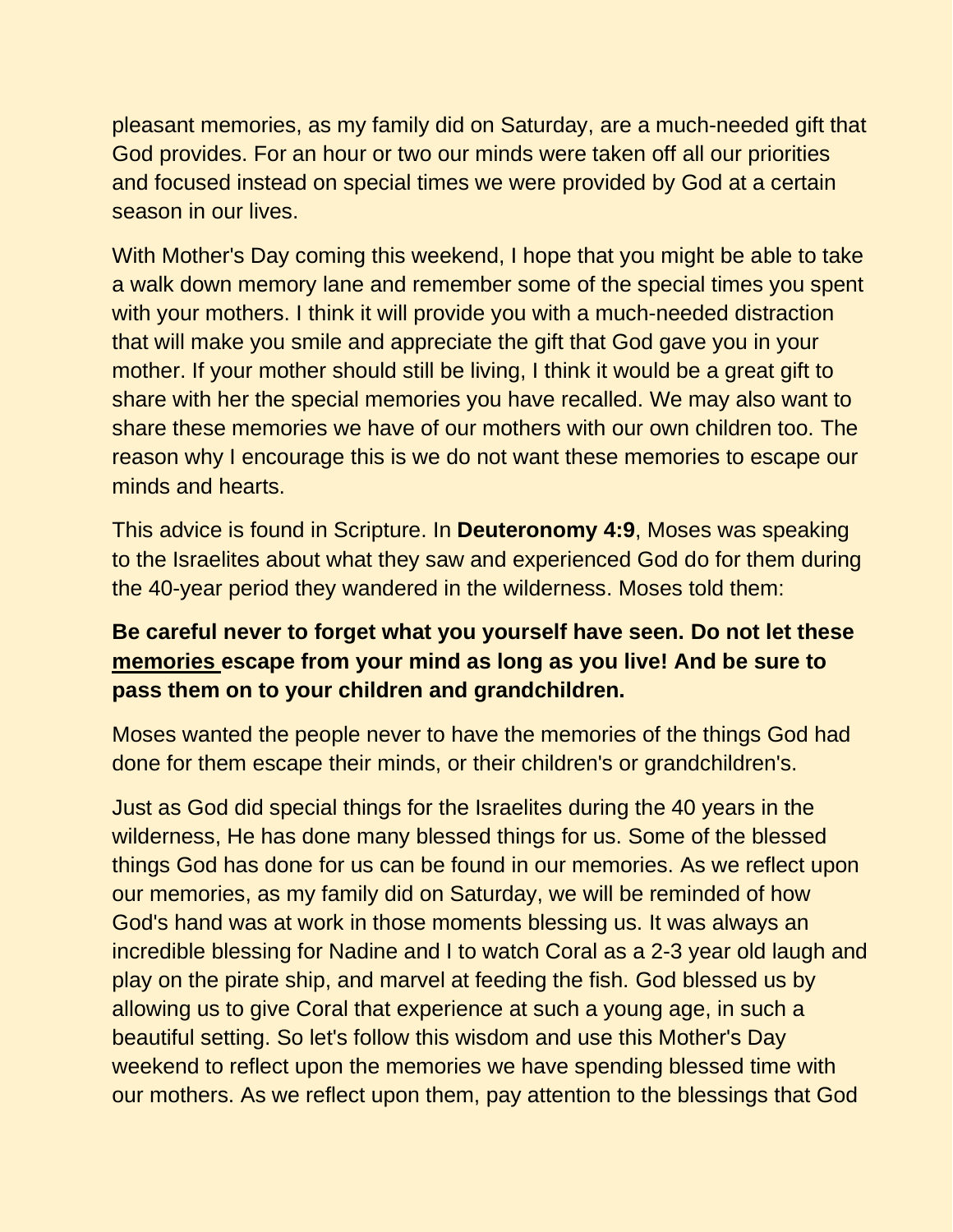pleasant memories, as my family did on Saturday, are a much-needed gift that God provides. For an hour or two our minds were taken off all our priorities and focused instead on special times we were provided by God at a certain season in our lives.

With Mother's Day coming this weekend, I hope that you might be able to take a walk down memory lane and remember some of the special times you spent with your mothers. I think it will provide you with a much-needed distraction that will make you smile and appreciate the gift that God gave you in your mother. If your mother should still be living, I think it would be a great gift to share with her the special memories you have recalled. We may also want to share these memories we have of our mothers with our own children too. The reason why I encourage this is we do not want these memories to escape our minds and hearts.

This advice is found in Scripture. In **Deuteronomy 4:9**, Moses was speaking to the Israelites about what they saw and experienced God do for them during the 40-year period they wandered in the wilderness. Moses told them:

**Be careful never to forget what you yourself have seen. Do not let these memories escape from your mind as long as you live! And be sure to pass them on to your children and grandchildren.**

Moses wanted the people never to have the memories of the things God had done for them escape their minds, or their children's or grandchildren's.

Just as God did special things for the Israelites during the 40 years in the wilderness, He has done many blessed things for us. Some of the blessed things God has done for us can be found in our memories. As we reflect upon our memories, as my family did on Saturday, we will be reminded of how God's hand was at work in those moments blessing us. It was always an incredible blessing for Nadine and I to watch Coral as a 2-3 year old laugh and play on the pirate ship, and marvel at feeding the fish. God blessed us by allowing us to give Coral that experience at such a young age, in such a beautiful setting. So let's follow this wisdom and use this Mother's Day weekend to reflect upon the memories we have spending blessed time with our mothers. As we reflect upon them, pay attention to the blessings that God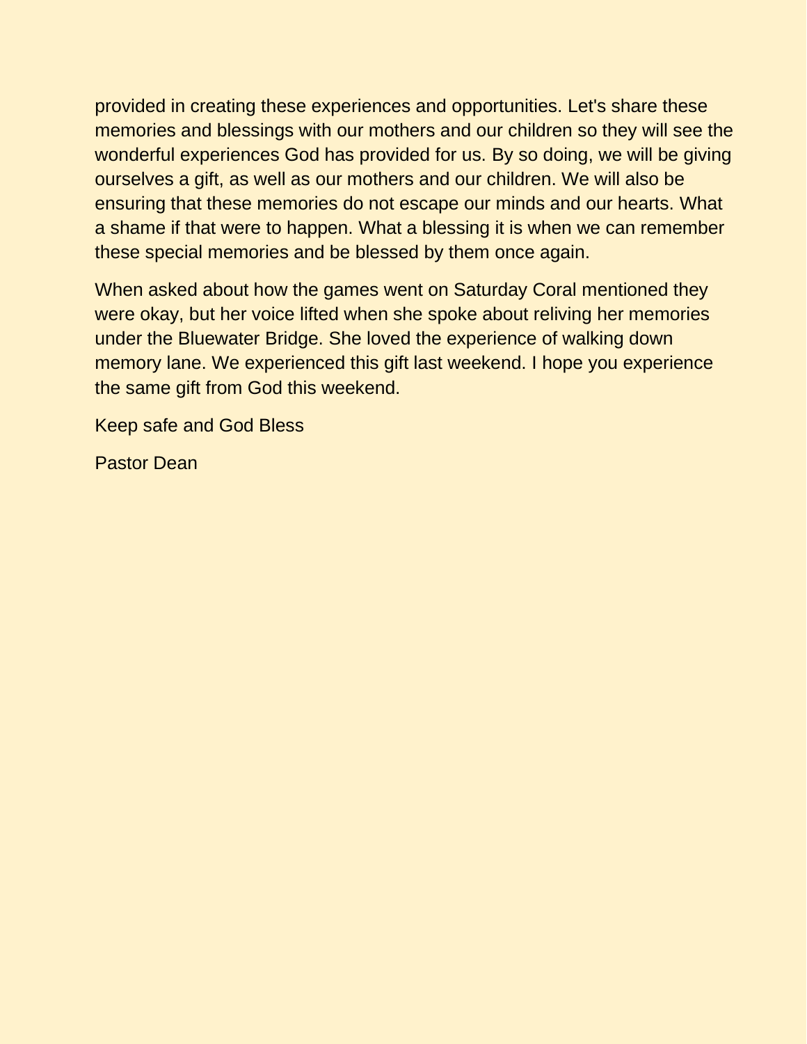provided in creating these experiences and opportunities. Let's share these memories and blessings with our mothers and our children so they will see the wonderful experiences God has provided for us. By so doing, we will be giving ourselves a gift, as well as our mothers and our children. We will also be ensuring that these memories do not escape our minds and our hearts. What a shame if that were to happen. What a blessing it is when we can remember these special memories and be blessed by them once again.

When asked about how the games went on Saturday Coral mentioned they were okay, but her voice lifted when she spoke about reliving her memories under the Bluewater Bridge. She loved the experience of walking down memory lane. We experienced this gift last weekend. I hope you experience the same gift from God this weekend.

Keep safe and God Bless

Pastor Dean